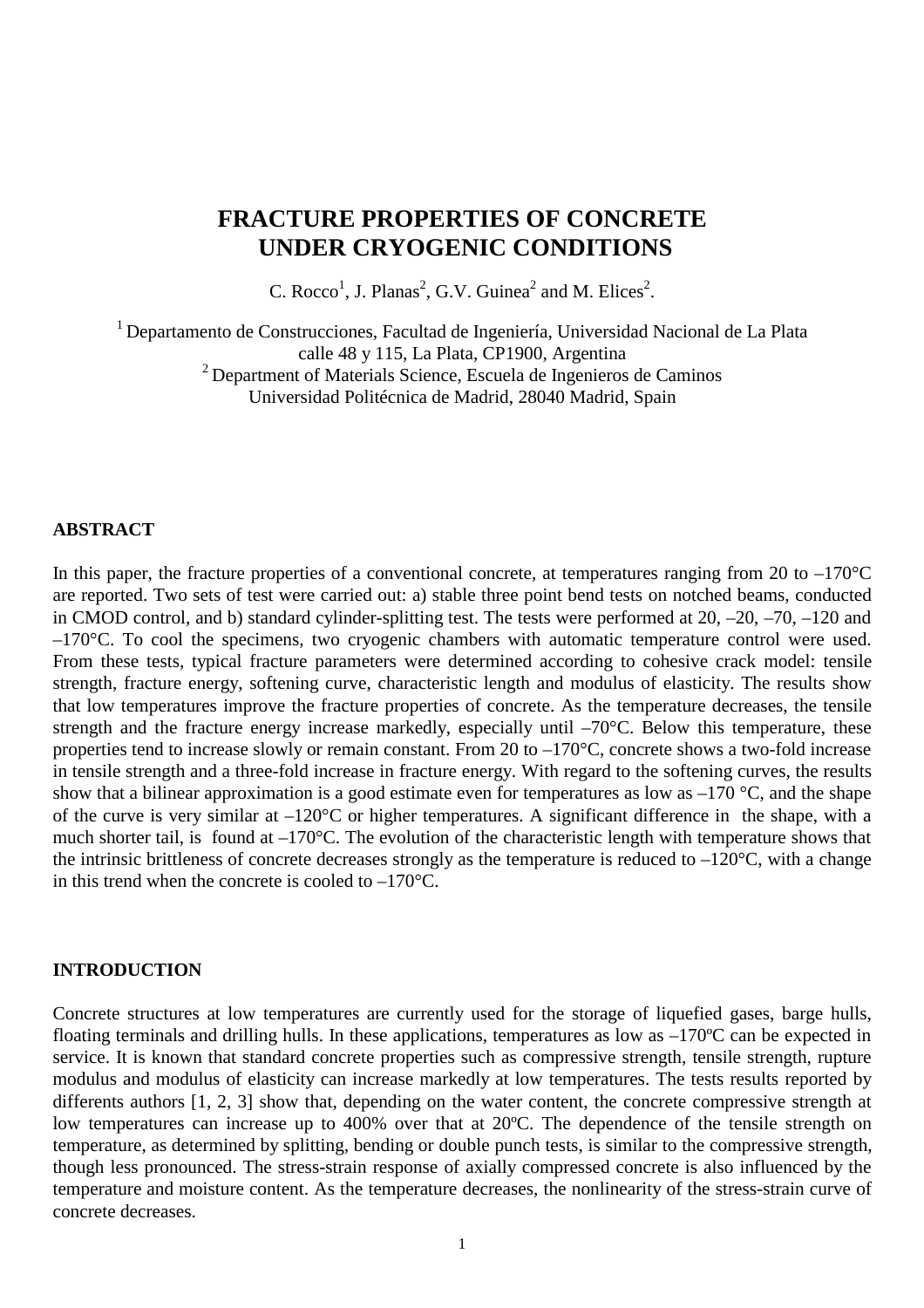# FRACTURE PROPERTIES OF CONCRETE UNDER CRYOGENIC CONDITIONS

C. Rocco[1], J. Planas[2], G.V. Guinea[2] and M. Elices[2].

[1] Departamento de Construcciones, Facultad de Ingeniería, Universidad Nacional de La Plata calle 48 y 115, La Plata, CP1900, Argentina
[2] Department of Materials Science, Escuela de Ingenieros de Caminos Universidad Politécnica de Madrid, 28040 Madrid, Spain

## ABSTRACT

In this paper, the fracture properties of a conventional concrete, at temperatures ranging from 20 to –170°C are reported. Two sets of test were carried out: a) stable three point bend tests on notched beams, conducted in CMOD control, and b) standard cylinder-splitting test. The tests were performed at 20, –20, –70, –120 and –170°C. To cool the specimens, two cryogenic chambers with automatic temperature control were used. From these tests, typical fracture parameters were determined according to cohesive crack model: tensile strength, fracture energy, softening curve, characteristic length and modulus of elasticity. The results show that low temperatures improve the fracture properties of concrete. As the temperature decreases, the tensile strength and the fracture energy increase markedly, especially until –70°C. Below this temperature, these properties tend to increase slowly or remain constant. From 20 to –170°C, concrete shows a two-fold increase in tensile strength and a three-fold increase in fracture energy. With regard to the softening curves, the results show that a bilinear approximation is a good estimate even for temperatures as low as –170 °C, and the shape of the curve is very similar at –120°C or higher temperatures. A significant difference in the shape, with a much shorter tail, is found at –170°C. The evolution of the characteristic length with temperature shows that the intrinsic brittleness of concrete decreases strongly as the temperature is reduced to –120°C, with a change in this trend when the concrete is cooled to –170°C.

## INTRODUCTION

Concrete structures at low temperatures are currently used for the storage of liquefied gases, barge hulls, floating terminals and drilling hulls. In these applications, temperatures as low as –170ºC can be expected in service. It is known that standard concrete properties such as compressive strength, tensile strength, rupture modulus and modulus of elasticity can increase markedly at low temperatures. The tests results reported by differents authors [1, 2, 3] show that, depending on the water content, the concrete compressive strength at low temperatures can increase up to 400% over that at 20ºC. The dependence of the tensile strength on temperature, as determined by splitting, bending or double punch tests, is similar to the compressive strength, though less pronounced. The stress-strain response of axially compressed concrete is also influenced by the temperature and moisture content. As the temperature decreases, the nonlinearity of the stress-strain curve of concrete decreases.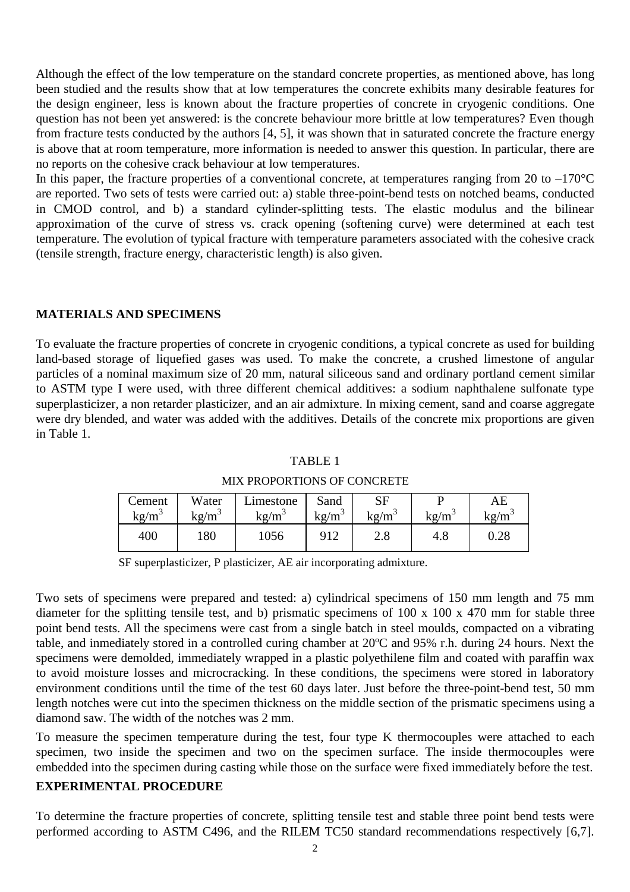Although the effect of the low temperature on the standard concrete properties, as mentioned above, has long been studied and the results show that at low temperatures the concrete exhibits many desirable features for the design engineer, less is known about the fracture properties of concrete in cryogenic conditions. One question has not been yet answered: is the concrete behaviour more brittle at low temperatures? Even though from fracture tests conducted by the authors [4, 5], it was shown that in saturated concrete the fracture energy is above that at room temperature, more information is needed to answer this question. In particular, there are no reports on the cohesive crack behaviour at low temperatures.

In this paper, the fracture properties of a conventional concrete, at temperatures ranging from 20 to –170°C are reported. Two sets of tests were carried out: a) stable three-point-bend tests on notched beams, conducted in CMOD control, and b) a standard cylinder-splitting tests. The elastic modulus and the bilinear approximation of the curve of stress vs. crack opening (softening curve) were determined at each test temperature. The evolution of typical fracture with temperature parameters associated with the cohesive crack (tensile strength, fracture energy, characteristic length) is also given.

## MATERIALS AND SPECIMENS

To evaluate the fracture properties of concrete in cryogenic conditions, a typical concrete as used for building land-based storage of liquefied gases was used. To make the concrete, a crushed limestone of angular particles of a nominal maximum size of 20 mm, natural siliceous sand and ordinary portland cement similar to ASTM type I were used, with three different chemical additives: a sodium naphthalene sulfonate type superplasticizer, a non retarder plasticizer, and an air admixture. In mixing cement, sand and coarse aggregate were dry blended, and water was added with the additives. Details of the concrete mix proportions are given in Table 1.

TABLE 1

MIX PROPORTIONS OF CONCRETE

| Cement $kg/m^3$ | Water $kg/m^3$ | Limestone $kg/m^3$ | Sand $kg/m^3$ | SF $kg/m^3$ | P $kg/m^3$ | AE $kg/m^3$ |
|---|---|---|---|---|---|---|
| 400 | 180 | 1056 | 912 | 2.8 | 4.8 | 0.28 |

SF superplasticizer, P plasticizer, AE air incorporating admixture.

Two sets of specimens were prepared and tested: a) cylindrical specimens of 150 mm length and 75 mm diameter for the splitting tensile test, and b) prismatic specimens of 100 x 100 x 470 mm for stable three point bend tests. All the specimens were cast from a single batch in steel moulds, compacted on a vibrating table, and inmediately stored in a controlled curing chamber at 20ºC and 95% r.h. during 24 hours. Next the specimens were demolded, immediately wrapped in a plastic polyethilene film and coated with paraffin wax to avoid moisture losses and microcracking. In these conditions, the specimens were stored in laboratory environment conditions until the time of the test 60 days later. Just before the three-point-bend test, 50 mm length notches were cut into the specimen thickness on the middle section of the prismatic specimens using a diamond saw. The width of the notches was 2 mm.

To measure the specimen temperature during the test, four type K thermocouples were attached to each specimen, two inside the specimen and two on the specimen surface. The inside thermocouples were embedded into the specimen during casting while those on the surface were fixed immediately before the test.

## EXPERIMENTAL PROCEDURE

To determine the fracture properties of concrete, splitting tensile test and stable three point bend tests were performed according to ASTM C496, and the RILEM TC50 standard recommendations respectively [6,7].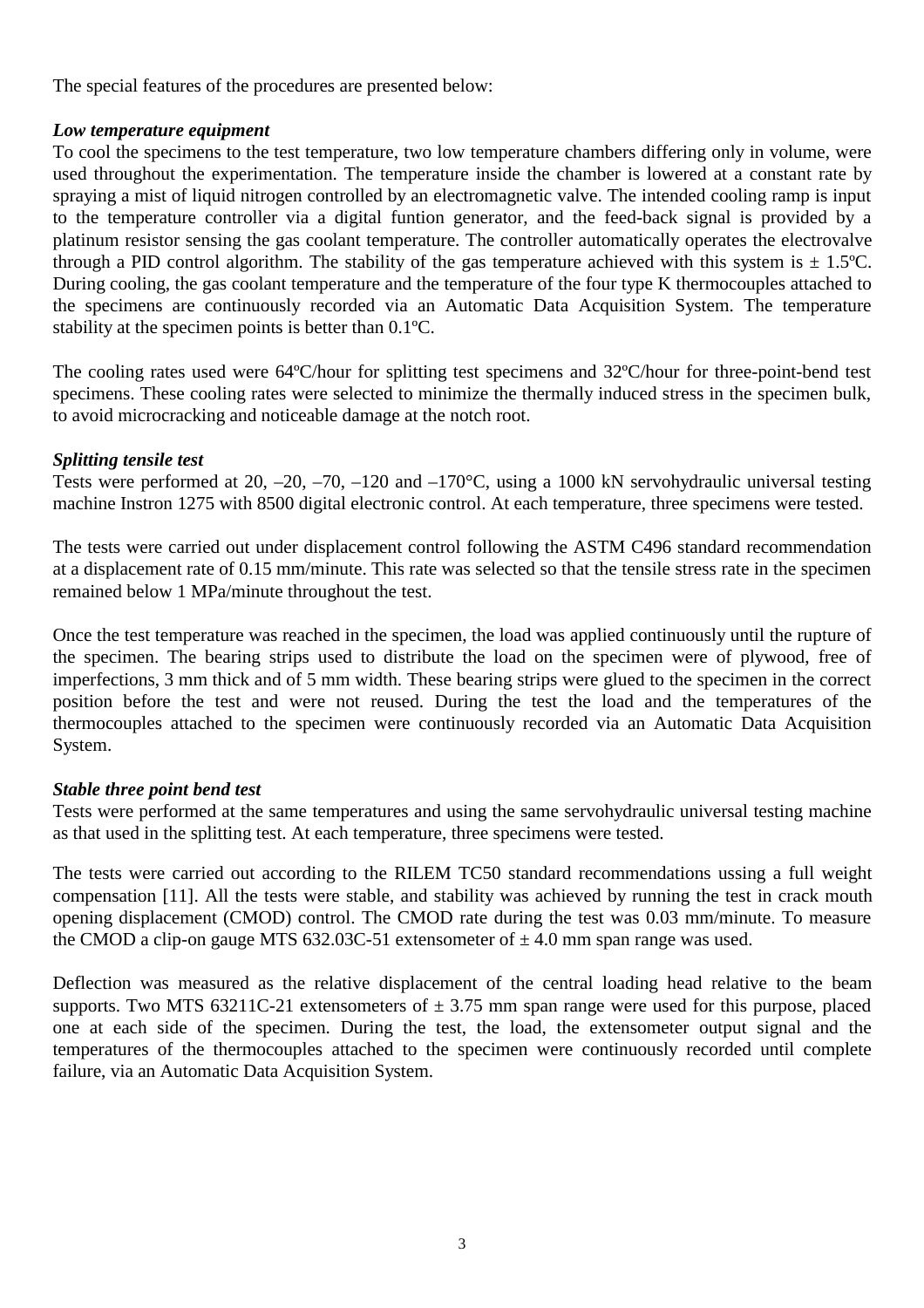The special features of the procedures are presented below:

***Low temperature equipment***

To cool the specimens to the test temperature, two low temperature chambers differing only in volume, were used throughout the experimentation. The temperature inside the chamber is lowered at a constant rate by spraying a mist of liquid nitrogen controlled by an electromagnetic valve. The intended cooling ramp is input to the temperature controller via a digital funtion generator, and the feed-back signal is provided by a platinum resistor sensing the gas coolant temperature. The controller automatically operates the electrovalve through a PID control algorithm. The stability of the gas temperature achieved with this system is ± 1.5ºC. During cooling, the gas coolant temperature and the temperature of the four type K thermocouples attached to the specimens are continuously recorded via an Automatic Data Acquisition System. The temperature stability at the specimen points is better than 0.1ºC.

The cooling rates used were 64ºC/hour for splitting test specimens and 32ºC/hour for three-point-bend test specimens. These cooling rates were selected to minimize the thermally induced stress in the specimen bulk, to avoid microcracking and noticeable damage at the notch root.

***Splitting tensile test***

Tests were performed at 20, –20, –70, –120 and –170°C, using a 1000 kN servohydraulic universal testing machine Instron 1275 with 8500 digital electronic control. At each temperature, three specimens were tested.

The tests were carried out under displacement control following the ASTM C496 standard recommendation at a displacement rate of 0.15 mm/minute. This rate was selected so that the tensile stress rate in the specimen remained below 1 MPa/minute throughout the test.

Once the test temperature was reached in the specimen, the load was applied continuously until the rupture of the specimen. The bearing strips used to distribute the load on the specimen were of plywood, free of imperfections, 3 mm thick and of 5 mm width. These bearing strips were glued to the specimen in the correct position before the test and were not reused. During the test the load and the temperatures of the thermocouples attached to the specimen were continuously recorded via an Automatic Data Acquisition System.

***Stable three point bend test***

Tests were performed at the same temperatures and using the same servohydraulic universal testing machine as that used in the splitting test. At each temperature, three specimens were tested.

The tests were carried out according to the RILEM TC50 standard recommendations ussing a full weight compensation [11]. All the tests were stable, and stability was achieved by running the test in crack mouth opening displacement (CMOD) control. The CMOD rate during the test was 0.03 mm/minute. To measure the CMOD a clip-on gauge MTS 632.03C-51 extensometer of ± 4.0 mm span range was used.

Deflection was measured as the relative displacement of the central loading head relative to the beam supports. Two MTS 63211C-21 extensometers of ± 3.75 mm span range were used for this purpose, placed one at each side of the specimen. During the test, the load, the extensometer output signal and the temperatures of the thermocouples attached to the specimen were continuously recorded until complete failure, via an Automatic Data Acquisition System.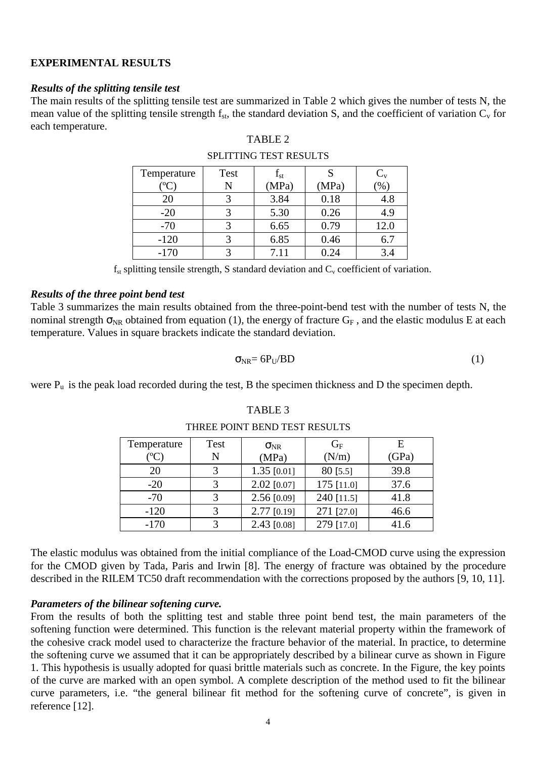## EXPERIMENTAL RESULTS

### *Results of the splitting tensile test*

The main results of the splitting tensile test are summarized in Table 2 which gives the number of tests N, the mean value of the splitting tensile strength $f_{st}$, the standard deviation S, and the coefficient of variation $C_v$ for each temperature.

TABLE 2

SPLITTING TEST RESULTS

| Temperature (ºC) | Test N | $f_{st}$ (MPa) | S (MPa) | $C_v$ (%) |
|---|---|---|---|---|
| 20 | 3 | 3.84 | 0.18 | 4.8 |
| -20 | 3 | 5.30 | 0.26 | 4.9 |
| -70 | 3 | 6.65 | 0.79 | 12.0 |
| -120 | 3 | 6.85 | 0.46 | 6.7 |
| -170 | 3 | 7.11 | 0.24 | 3.4 |

$f_{st}$ splitting tensile strength, S standard deviation and $C_v$ coefficient of variation.

### *Results of the three point bend test*

Table 3 summarizes the main results obtained from the three-point-bend test with the number of tests N, the nominal strength $\sigma_{NR}$ obtained from equation (1), the energy of fracture $G_F$ , and the elastic modulus E at each temperature. Values in square brackets indicate the standard deviation.

$$\sigma_{NR} = 6P_U/BD \tag{1}$$

were $P_u$ is the peak load recorded during the test, B the specimen thickness and D the specimen depth.

TABLE 3

THREE POINT BEND TEST RESULTS

| Temperature (ºC) | Test N | $\sigma_{NR}$ (MPa) | $G_F$ (N/m) | E (GPa) |
|---|---|---|---|---|
| 20 | 3 | 1.35 [0.01] | 80 [5.5] | 39.8 |
| -20 | 3 | 2.02 [0.07] | 175 [11.0] | 37.6 |
| -70 | 3 | 2.56 [0.09] | 240 [11.5] | 41.8 |
| -120 | 3 | 2.77 [0.19] | 271 [27.0] | 46.6 |
| -170 | 3 | 2.43 [0.08] | 279 [17.0] | 41.6 |

The elastic modulus was obtained from the initial compliance of the Load-CMOD curve using the expression for the CMOD given by Tada, Paris and Irwin [8]. The energy of fracture was obtained by the procedure described in the RILEM TC50 draft recommendation with the corrections proposed by the authors [9, 10, 11].

### *Parameters of the bilinear softening curve.*

From the results of both the splitting test and stable three point bend test, the main parameters of the softening function were determined. This function is the relevant material property within the framework of the cohesive crack model used to characterize the fracture behavior of the material. In practice, to determine the softening curve we assumed that it can be appropriately described by a bilinear curve as shown in Figure 1. This hypothesis is usually adopted for quasi brittle materials such as concrete. In the Figure, the key points of the curve are marked with an open symbol. A complete description of the method used to fit the bilinear curve parameters, i.e. "the general bilinear fit method for the softening curve of concrete", is given in reference [12].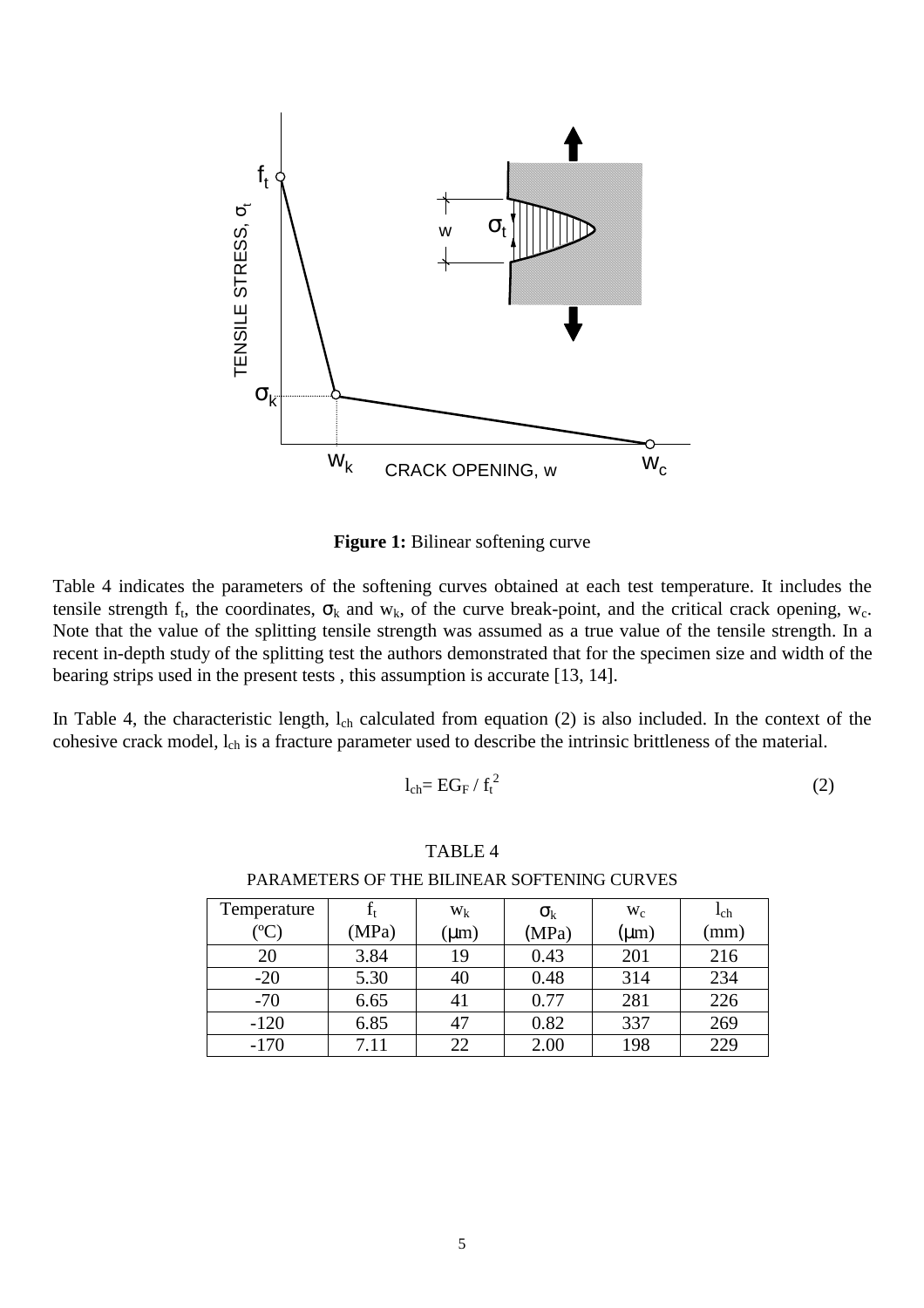**Figure 1:** Bilinear softening curve

Table 4 indicates the parameters of the softening curves obtained at each test temperature. It includes the tensile strength $f_t$, the coordinates, $\sigma_k$ and $w_k$, of the curve break-point, and the critical crack opening, $w_c$. Note that the value of the splitting tensile strength was assumed as a true value of the tensile strength. In a recent in-depth study of the splitting test the authors demonstrated that for the specimen size and width of the bearing strips used in the present tests , this assumption is accurate [13, 14].

In Table 4, the characteristic length, $l_{ch}$ calculated from equation (2) is also included. In the context of the cohesive crack model, $l_{ch}$ is a fracture parameter used to describe the intrinsic brittleness of the material.

$$l_{ch} = EG_F / f_t^2 \tag{2}$$

TABLE 4

PARAMETERS OF THE BILINEAR SOFTENING CURVES

| Temperature (ºC) | $f_t$ (MPa) | $w_k$ (μm) | $\sigma_k$ (MPa) | $w_c$ (μm) | $l_{ch}$ (mm) |
|---|---|---|---|---|---|
| 20 | 3.84 | 19 | 0.43 | 201 | 216 |
| -20 | 5.30 | 40 | 0.48 | 314 | 234 |
| -70 | 6.65 | 41 | 0.77 | 281 | 226 |
| -120 | 6.85 | 47 | 0.82 | 337 | 269 |
| -170 | 7.11 | 22 | 2.00 | 198 | 229 |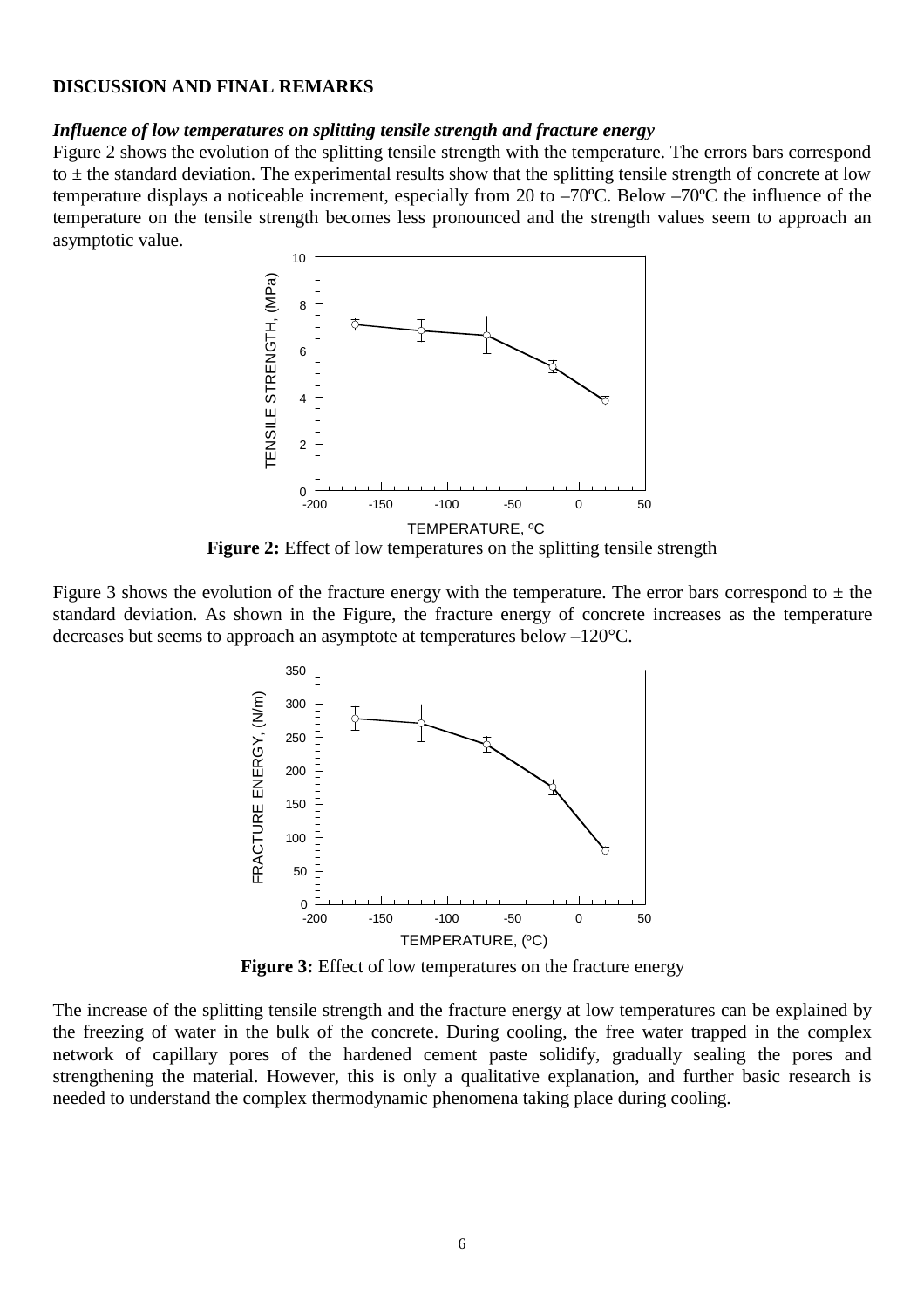## DISCUSSION AND FINAL REMARKS

### *Influence of low temperatures on splitting tensile strength and fracture energy*

Figure 2 shows the evolution of the splitting tensile strength with the temperature. The errors bars correspond to ± the standard deviation. The experimental results show that the splitting tensile strength of concrete at low temperature displays a noticeable increment, especially from 20 to –70ºC. Below –70ºC the influence of the temperature on the tensile strength becomes less pronounced and the strength values seem to approach an asymptotic value.

**Figure 2:** Effect of low temperatures on the splitting tensile strength

Figure 3 shows the evolution of the fracture energy with the temperature. The error bars correspond to ± the standard deviation. As shown in the Figure, the fracture energy of concrete increases as the temperature decreases but seems to approach an asymptote at temperatures below –120°C.

**Figure 3:** Effect of low temperatures on the fracture energy

The increase of the splitting tensile strength and the fracture energy at low temperatures can be explained by the freezing of water in the bulk of the concrete. During cooling, the free water trapped in the complex network of capillary pores of the hardened cement paste solidify, gradually sealing the pores and strengthening the material. However, this is only a qualitative explanation, and further basic research is needed to understand the complex thermodynamic phenomena taking place during cooling.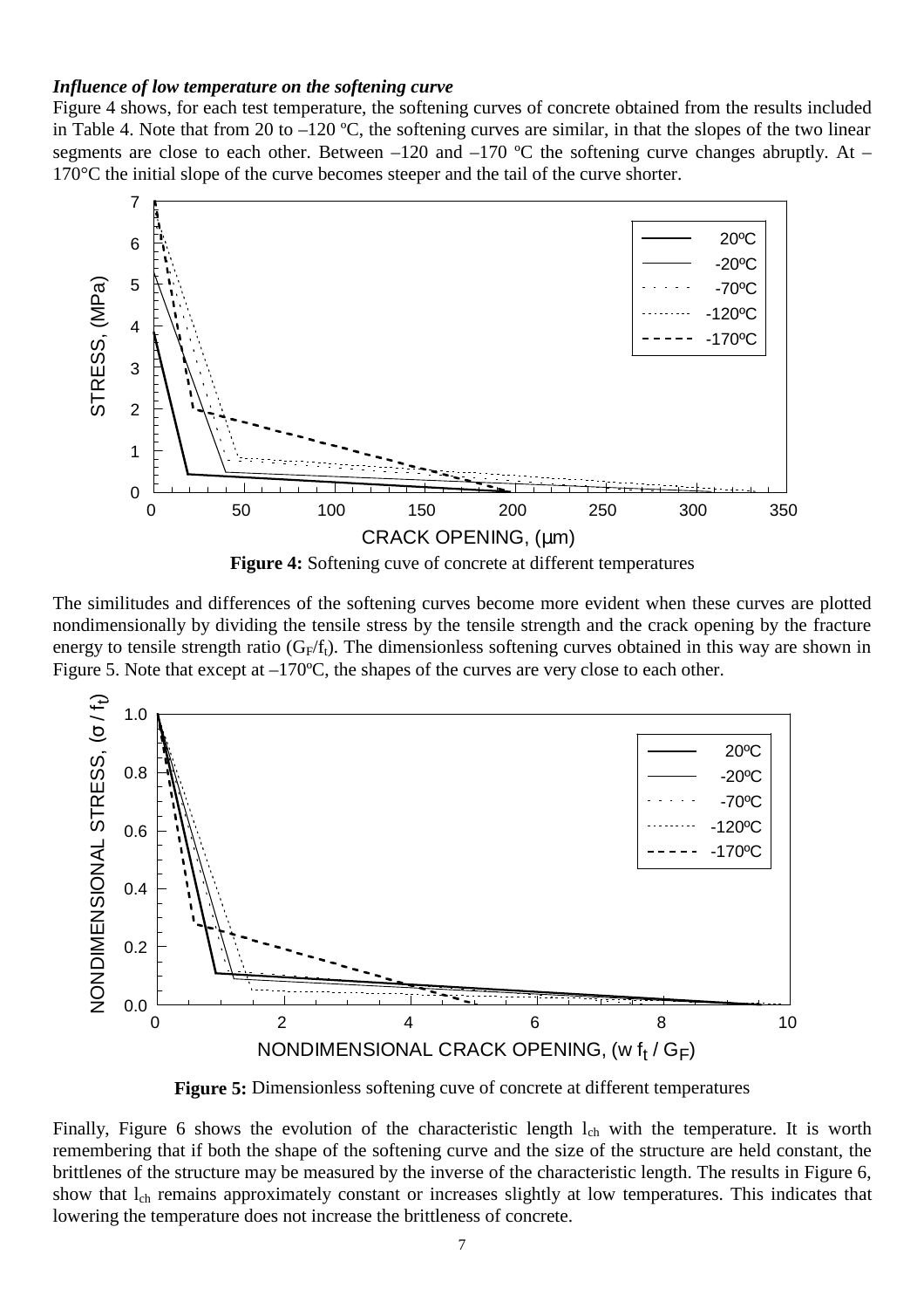***Influence of low temperature on the softening curve***

Figure 4 shows, for each test temperature, the softening curves of concrete obtained from the results included in Table 4. Note that from 20 to –120 ºC, the softening curves are similar, in that the slopes of the two linear segments are close to each other. Between –120 and –170 ºC the softening curve changes abruptly. At –170°C the initial slope of the curve becomes steeper and the tail of the curve shorter.

**Figure 4:** Softening cuve of concrete at different temperatures

The similitudes and differences of the softening curves become more evident when these curves are plotted nondimensionally by dividing the tensile stress by the tensile strength and the crack opening by the fracture energy to tensile strength ratio ($G_F/f_t$). The dimensionless softening curves obtained in this way are shown in Figure 5. Note that except at –170ºC, the shapes of the curves are very close to each other.

**Figure 5:** Dimensionless softening cuve of concrete at different temperatures

Finally, Figure 6 shows the evolution of the characteristic length $l_{ch}$ with the temperature. It is worth remembering that if both the shape of the softening curve and the size of the structure are held constant, the brittlenes of the structure may be measured by the inverse of the characteristic length. The results in Figure 6, show that $l_{ch}$ remains approximately constant or increases slightly at low temperatures. This indicates that lowering the temperature does not increase the brittleness of concrete.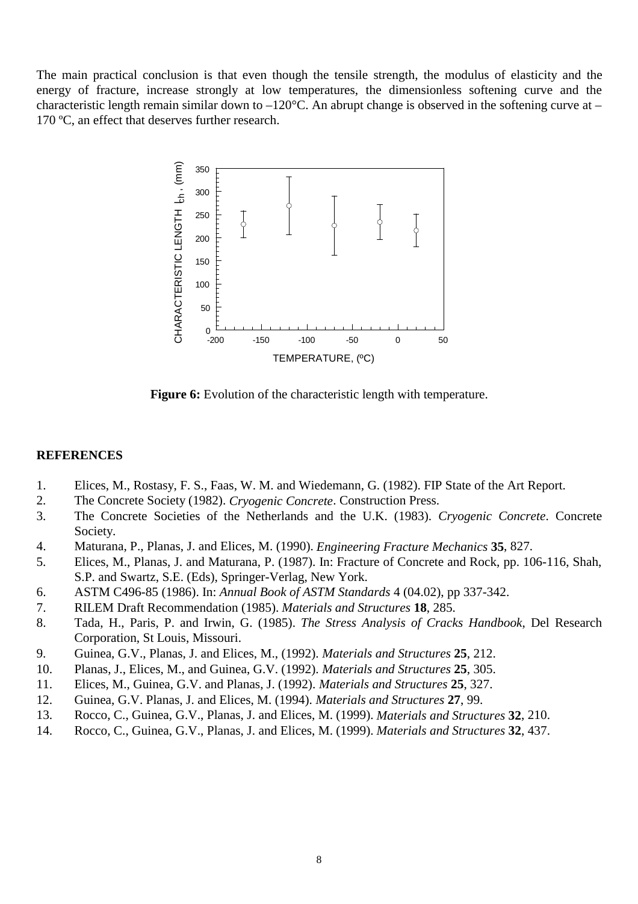The main practical conclusion is that even though the tensile strength, the modulus of elasticity and the energy of fracture, increase strongly at low temperatures, the dimensionless softening curve and the characteristic length remain similar down to –120°C. An abrupt change is observed in the softening curve at –170 ºC, an effect that deserves further research.

CHARACTERISTIC LENGTH $l_{ch}$, (mm)

350
300
250
200
150
100
50
0

-200 -150 -100 -50 0 50

TEMPERATURE, (ºC)

**Figure 6:** Evolution of the characteristic length with temperature.

## REFERENCES

1. Elices, M., Rostasy, F. S., Faas, W. M. and Wiedemann, G. (1982). FIP State of the Art Report.
2. The Concrete Society (1982). *Cryogenic Concrete*. Construction Press.
3. The Concrete Societies of the Netherlands and the U.K. (1983). *Cryogenic Concrete*. Concrete Society.
4. Maturana, P., Planas, J. and Elices, M. (1990). *Engineering Fracture Mechanics* **35**, 827.
5. Elices, M., Planas, J. and Maturana, P. (1987). In: Fracture of Concrete and Rock, pp. 106-116, Shah, S.P. and Swartz, S.E. (Eds), Springer-Verlag, New York.
6. ASTM C496-85 (1986). In: *Annual Book of ASTM Standards* 4 (04.02), pp 337-342.
7. RILEM Draft Recommendation (1985). *Materials and Structures* **18**, 285.
8. Tada, H., Paris, P. and Irwin, G. (1985). *The Stress Analysis of Cracks Handbook*, Del Research Corporation, St Louis, Missouri.
9. Guinea, G.V., Planas, J. and Elices, M., (1992). *Materials and Structures* **25**, 212.
10. Planas, J., Elices, M., and Guinea, G.V. (1992). *Materials and Structures* **25**, 305.
11. Elices, M., Guinea, G.V. and Planas, J. (1992). *Materials and Structures* **25**, 327.
12. Guinea, G.V. Planas, J. and Elices, M. (1994). *Materials and Structures* **27**, 99.
13. Rocco, C., Guinea, G.V., Planas, J. and Elices, M. (1999). *Materials and Structures* **32**, 210.
14. Rocco, C., Guinea, G.V., Planas, J. and Elices, M. (1999). *Materials and Structures* **32**, 437.